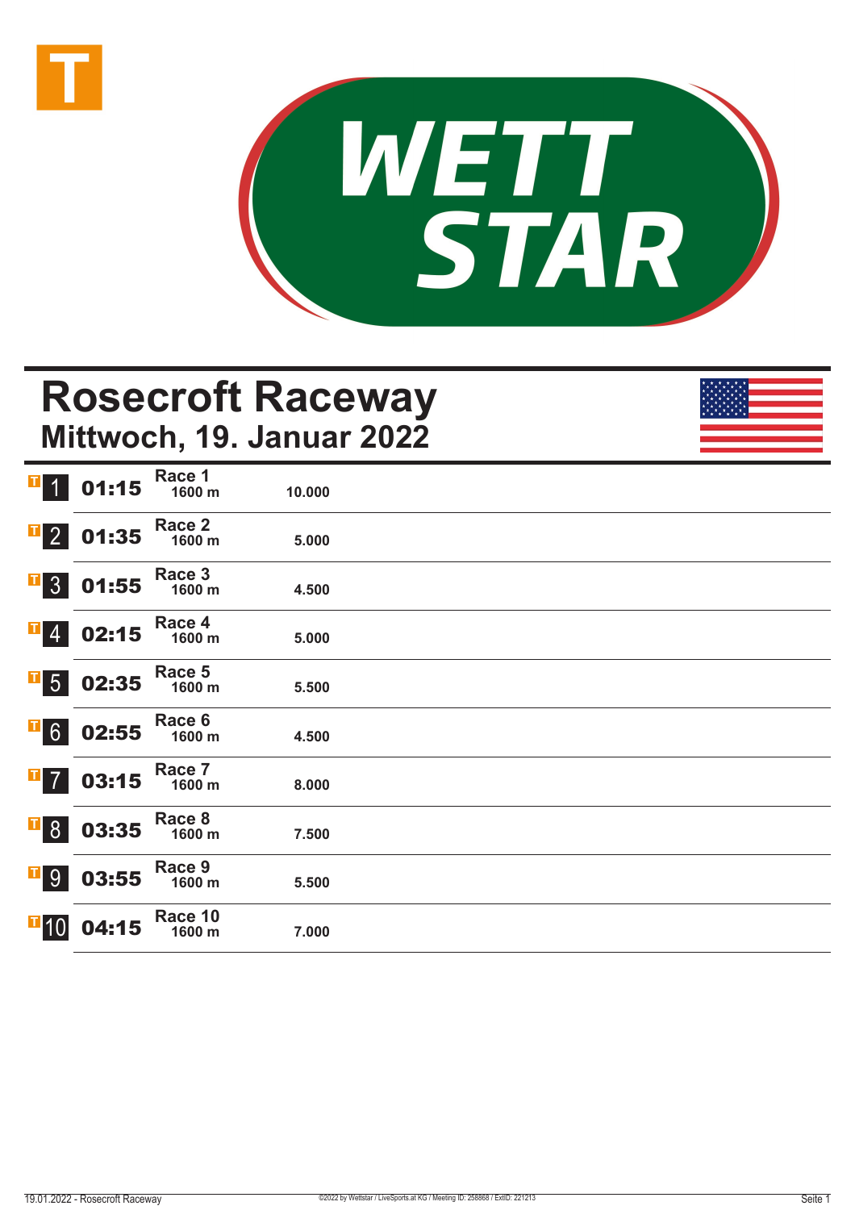# Rosecroft Raceway

## Mittwoch, 19. Januar 2022

| | Zeit | Rennen | Distanz | Preisgeld |
|---|---|---|---|---|
| 1 | 01:15 | Race 1 | 1600 m | 10.000 |
| 2 | 01:35 | Race 2 | 1600 m | 5.000 |
| 3 | 01:55 | Race 3 | 1600 m | 4.500 |
| 4 | 02:15 | Race 4 | 1600 m | 5.000 |
| 5 | 02:35 | Race 5 | 1600 m | 5.500 |
| 6 | 02:55 | Race 6 | 1600 m | 4.500 |
| 7 | 03:15 | Race 7 | 1600 m | 8.000 |
| 8 | 03:35 | Race 8 | 1600 m | 7.500 |
| 9 | 03:55 | Race 9 | 1600 m | 5.500 |
| 10 | 04:15 | Race 10 | 1600 m | 7.000 |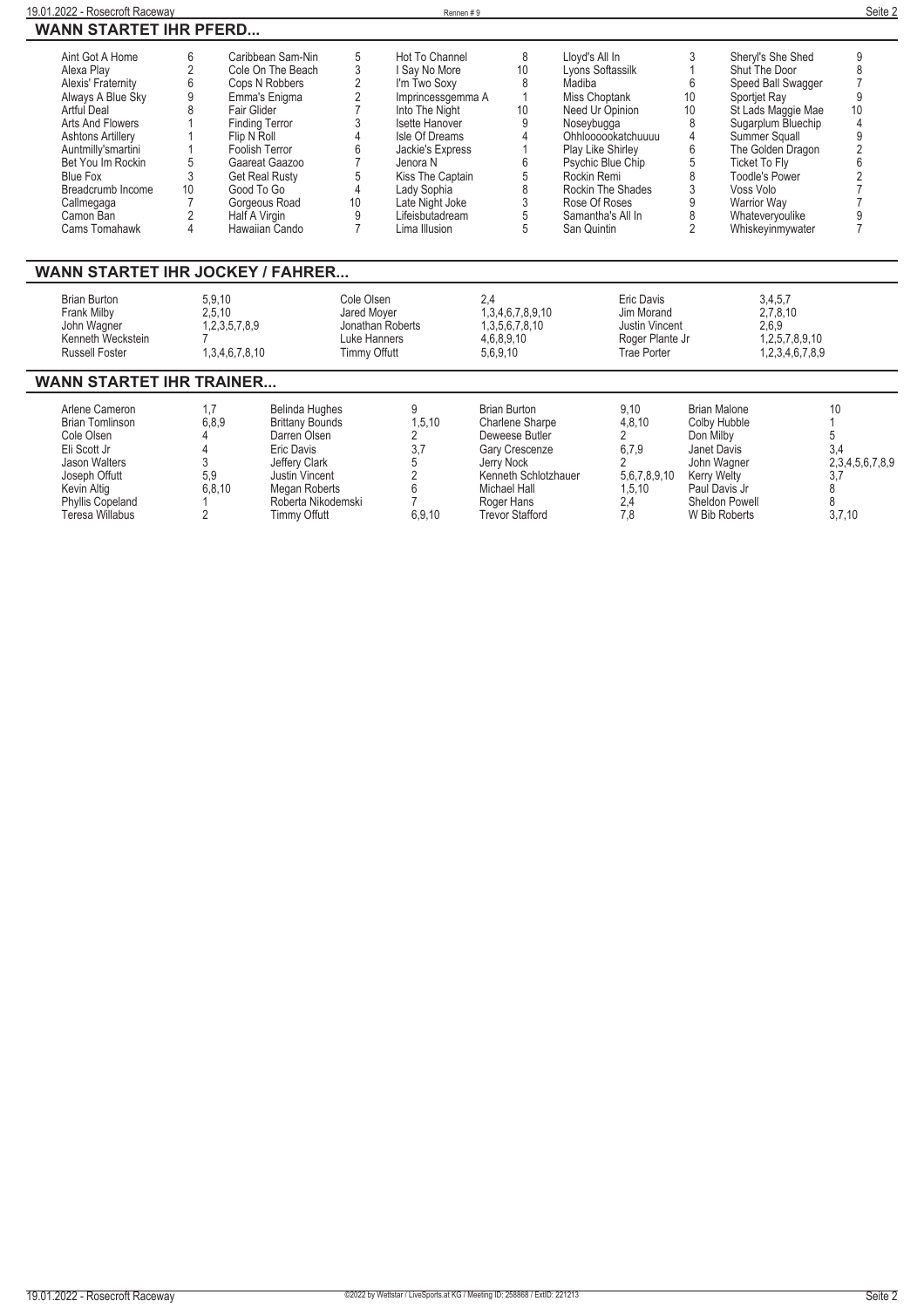## WANN STARTET IHR PFERD...

| Pferd | Rennen | Pferd | Rennen | Pferd | Rennen | Pferd | Rennen | Pferd | Rennen |
|---|---|---|---|---|---|---|---|---|---|
| Aint Got A Home | 6 | Caribbean Sam-Nin | 5 | Hot To Channel | 8 | Lloyd's All In | 3 | Sheryl's She Shed | 9 |
| Alexa Play | 2 | Cole On The Beach | 3 | I Say No More | 10 | Lyons Softassilk | 1 | Shut The Door | 8 |
| Alexis' Fraternity | 6 | Cops N Robbers | 2 | I'm Two Soxy | 8 | Madiba | 6 | Speed Ball Swagger | 7 |
| Always A Blue Sky | 9 | Emma's Enigma | 2 | Imprincessgemma A | 1 | Miss Choptank | 10 | Sportjet Ray | 9 |
| Artful Deal | 8 | Fair Glider | 7 | Into The Night | 10 | Need Ur Opinion | 10 | St Lads Maggie Mae | 10 |
| Arts And Flowers | 1 | Finding Terror | 3 | Isette Hanover | 9 | Noseybugga | 8 | Sugarplum Bluechip | 4 |
| Ashtons Artillery | 1 | Flip N Roll | 4 | Isle Of Dreams | 4 | Ohhlooooookatchuuuu | 4 | Summer Squall | 9 |
| Auntmilly'smartini | 1 | Foolish Terror | 6 | Jackie's Express | 1 | Play Like Shirley | 6 | The Golden Dragon | 2 |
| Bet You Im Rockin | 5 | Gaareat Gaazoo | 7 | Jenora N | 6 | Psychic Blue Chip | 5 | Ticket To Fly | 6 |
| Blue Fox | 3 | Get Real Rusty | 5 | Kiss The Captain | 5 | Rockin Remi | 8 | Toodle's Power | 2 |
| Breadcrumb Income | 10 | Good To Go | 4 | Lady Sophia | 8 | Rockin The Shades | 3 | Voss Volo | 7 |
| Callmegaga | 7 | Gorgeous Road | 10 | Late Night Joke | 3 | Rose Of Roses | 9 | Warrior Way | 7 |
| Camon Ban | 2 | Half A Virgin | 9 | Lifeisbutadream | 5 | Samantha's All In | 8 | Whateveryoulike | 9 |
| Cams Tomahawk | 4 | Hawaiian Cando | 7 | Lima Illusion | 5 | San Quintin | 2 | Whiskeyinmywater | 7 |

## WANN STARTET IHR JOCKEY / FAHRER...

| Fahrer | Rennen | Fahrer | Rennen | Fahrer | Rennen | Fahrer | Rennen |
|---|---|---|---|---|---|---|---|
| Brian Burton | 5,9,10 | Cole Olsen | 2,4 | Eric Davis | 3,4,5,7 | | |
| Frank Milby | 2,5,10 | Jared Moyer | 1,3,4,6,7,8,9,10 | Jim Morand | 2,7,8,10 | | |
| John Wagner | 1,2,3,5,7,8,9 | Jonathan Roberts | 1,3,5,6,7,8,10 | Justin Vincent | 2,6,9 | | |
| Kenneth Weckstein | 7 | Luke Hanners | 4,6,8,9,10 | Roger Plante Jr | 1,2,5,7,8,9,10 | | |
| Russell Foster | 1,3,4,6,7,8,10 | Timmy Offutt | 5,6,9,10 | Trae Porter | 1,2,3,4,6,7,8,9 | | |

## WANN STARTET IHR TRAINER...

| Trainer | Rennen | Trainer | Rennen | Trainer | Rennen | Trainer | Rennen |
|---|---|---|---|---|---|---|---|
| Arlene Cameron | 1,7 | Belinda Hughes | 9 | Brian Burton | 9,10 | Brian Malone | 10 |
| Brian Tomlinson | 6,8,9 | Brittany Bounds | 1,5,10 | Charlene Sharpe | 4,8,10 | Colby Hubble | 1 |
| Cole Olsen | 4 | Darren Olsen | 2 | Deweese Butler | 2 | Don Milby | 5 |
| Eli Scott Jr | 4 | Eric Davis | 3,7 | Gary Crescenze | 6,7,9 | Janet Davis | 3,4 |
| Jason Walters | 3 | Jeffery Clark | 5 | Jerry Nock | 2 | John Wagner | 2,3,4,5,6,7,8,9 |
| Joseph Offutt | 5,9 | Justin Vincent | 2 | Kenneth Schlotzhauer | 5,6,7,8,9,10 | Kerry Welty | 3,7 |
| Kevin Altig | 6,8,10 | Megan Roberts | 6 | Michael Hall | 1,5,10 | Paul Davis Jr | 8 |
| Phyllis Copeland | 1 | Roberta Nikodemski | 7 | Roger Hans | 2,4 | Sheldon Powell | 8 |
| Teresa Willabus | 2 | Timmy Offutt | 6,9,10 | Trevor Stafford | 7,8 | W Bib Roberts | 3,7,10 |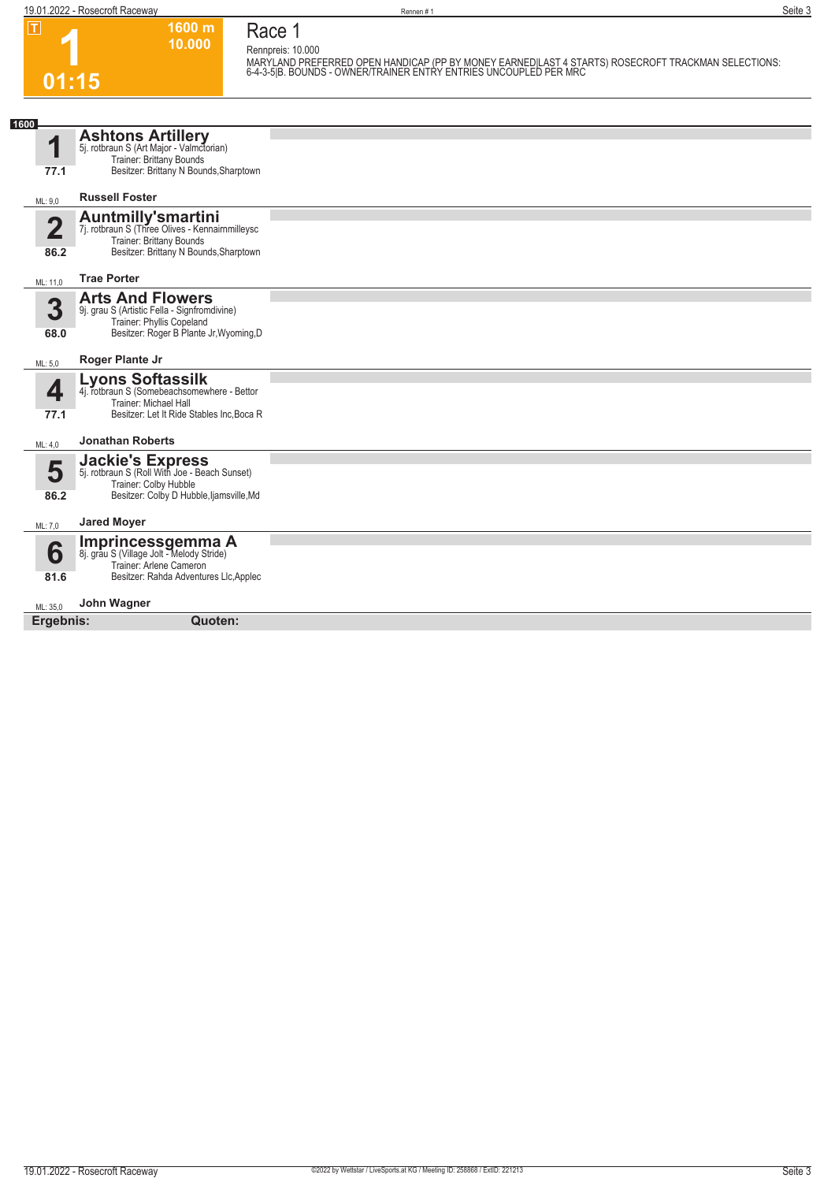# 1

T

1600 m
10.000

01:15

## Race 1

Rennpreis: 10.000

MARYLAND PREFERRED OPEN HANDICAP (PP BY MONEY EARNED|LAST 4 STARTS) ROSECROFT TRACKMAN SELECTIONS: 6-4-3-5|B. BOUNDS - OWNER/TRAINER ENTRY ENTRIES UNCOUPLED PER MRC

**1600**

**1** — **Ashtons Artillery**
5j. rotbraun S (Art Major - Valmctorian)
Trainer: Brittany Bounds
Besitzer: Brittany N Bounds,Sharptown
77.1
ML: 9,0 — **Russell Foster**

**2** — **Auntmilly'smartini**
7j. rotbraun S (Three Olives - Kennairnmilleysc
Trainer: Brittany Bounds
Besitzer: Brittany N Bounds,Sharptown
86.2
ML: 11,0 — **Trae Porter**

**3** — **Arts And Flowers**
9j. grau S (Artistic Fella - Signfromdivine)
Trainer: Phyllis Copeland
Besitzer: Roger B Plante Jr,Wyoming,D
68.0
ML: 5,0 — **Roger Plante Jr**

**4** — **Lyons Softassilk**
4j. rotbraun S (Somebeachsomewhere - Bettor
Trainer: Michael Hall
Besitzer: Let It Ride Stables Inc,Boca R
77.1
ML: 4,0 — **Jonathan Roberts**

**5** — **Jackie's Express**
5j. rotbraun S (Roll With Joe - Beach Sunset)
Trainer: Colby Hubble
Besitzer: Colby D Hubble,Ijamsville,Md
86.2
ML: 7,0 — **Jared Moyer**

**6** — **Imprincessgemma A**
8j. grau S (Village Jolt - Melody Stride)
Trainer: Arlene Cameron
Besitzer: Rahda Adventures Llc,Applec
81.6
ML: 35,0 — **John Wagner**

**Ergebnis:** **Quoten:**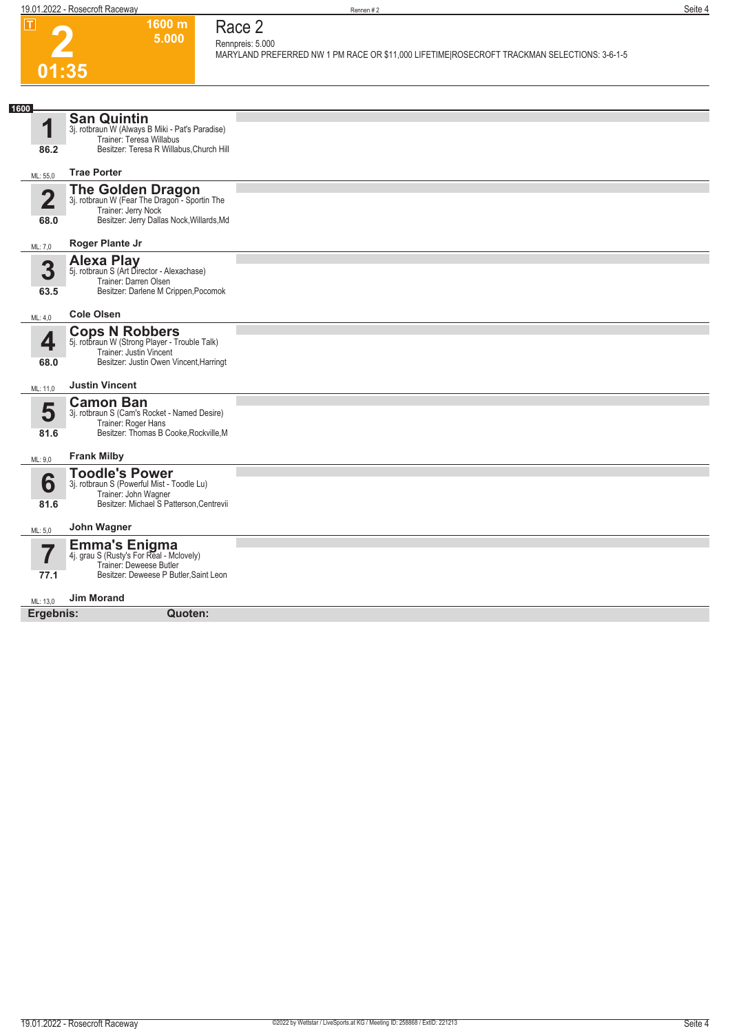# 2

**01:35**

**1600 m**
**5.000**

## Race 2

Rennpreis: 5.000

MARYLAND PREFERRED NW 1 PM RACE OR $11,000 LIFETIME|ROSECROFT TRACKMAN SELECTIONS: 3-6-1-5

**1600**

### 1 San Quintin
3j. rotbraun W (Always B Miki - Pat's Paradise)
Trainer: Teresa Willabus
Besitzer: Teresa R Willabus,Church Hill
86.2
ML: 55,0
**Trae Porter**

### 2 The Golden Dragon
3j. rotbraun W (Fear The Dragon - Sportin The
Trainer: Jerry Nock
Besitzer: Jerry Dallas Nock,Willards,Md
68.0
ML: 7,0
**Roger Plante Jr**

### 3 Alexa Play
5j. rotbraun S (Art Director - Alexachase)
Trainer: Darren Olsen
Besitzer: Darlene M Crippen,Pocomok
63.5
ML: 4,0
**Cole Olsen**

### 4 Cops N Robbers
5j. rotbraun W (Strong Player - Trouble Talk)
Trainer: Justin Vincent
Besitzer: Justin Owen Vincent,Harringt
68.0
ML: 11,0
**Justin Vincent**

### 5 Camon Ban
3j. rotbraun S (Cam's Rocket - Named Desire)
Trainer: Roger Hans
Besitzer: Thomas B Cooke,Rockville,M
81.6
ML: 9,0
**Frank Milby**

### 6 Toodle's Power
3j. rotbraun S (Powerful Mist - Toodle Lu)
Trainer: John Wagner
Besitzer: Michael S Patterson,Centrevii
81.6
ML: 5,0
**John Wagner**

### 7 Emma's Enigma
4j. grau S (Rusty's For Real - Mclovely)
Trainer: Deweese Butler
Besitzer: Deweese P Butler,Saint Leon
77.1
ML: 13,0
**Jim Morand**

**Ergebnis:** **Quoten:**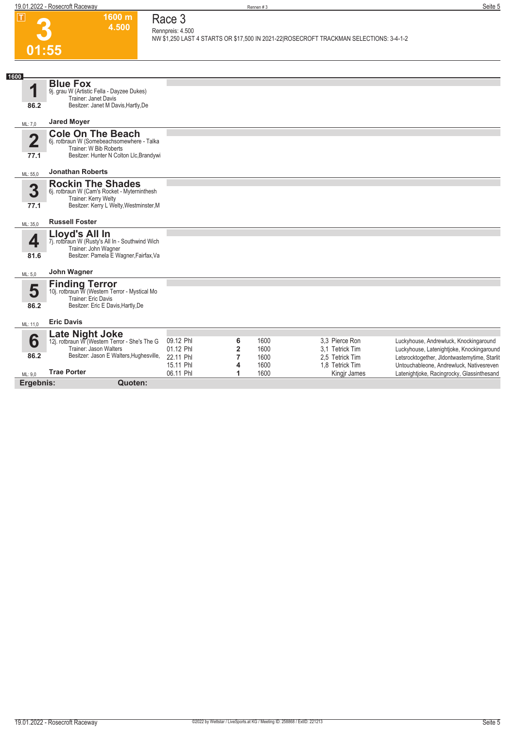# Race 3

**3** — 1600 m — 4.500 — 01:55

Rennpreis: 4.500

NW $1,250 LAST 4 STARTS OR $17,500 IN 2021-22|ROSECROFT TRACKMAN SELECTIONS: 3-4-1-2

**1600**

## 1 Blue Fox
9j. grau W (Artistic Fella - Dayzee Dukes)
Trainer: Janet Davis
Besitzer: Janet M Davis,Hartly,De
86.2
ML: 7,0 — **Jared Moyer**

## 2 Cole On The Beach
6j. rotbraun W (Somebeachsomewhere - Talka
Trainer: W Bib Roberts
Besitzer: Hunter N Colton Llc,Brandywi
77.1
ML: 55,0 — **Jonathan Roberts**

## 3 Rockin The Shades
6j. rotbraun W (Cam's Rocket - Myterninthesh
Trainer: Kerry Welty
Besitzer: Kerry L Welty,Westminster,M
77.1
ML: 35,0 — **Russell Foster**

## 4 Lloyd's All In
7j. rotbraun W (Rusty's All In - Southwind Wich
Trainer: John Wagner
Besitzer: Pamela E Wagner,Fairfax,Va
81.6
ML: 5,0 — **John Wagner**

## 5 Finding Terror
10j. rotbraun W (Western Terror - Mystical Mo
Trainer: Eric Davis
Besitzer: Eric E Davis,Hartly,De
86.2
ML: 11,0 — **Eric Davis**

## 6 Late Night Joke
12j. rotbraun W (Western Terror - She's The G
Trainer: Jason Walters
Besitzer: Jason E Walters,Hughesville,
86.2
ML: 9,0 — **Trae Porter**

| Datum | Platz | Distanz | Quote / Fahrer | Einlauf |
|---|---|---|---|---|
| 09.12 Phl | 6 | 1600 | 3,3 Pierce Ron | Luckyhouse, Andrewluck, Knockingaround |
| 01.12 Phl | 2 | 1600 | 3,1 Tetrick Tim | Luckyhouse, Latenightjoke, Knockingaround |
| 22.11 Phl | 7 | 1600 | 2,5 Tetrick Tim | Letsrocktogether, Jldontwastemytime, Starlit |
| 15.11 Phl | 4 | 1600 | 1,8 Tetrick Tim | Untouchableone, Andrewluck, Nativesreven |
| 06.11 Phl | 1 | 1600 | Kingjr James | Latenightjoke, Racingrocky, Glassinthesand |

**Ergebnis:** **Quoten:**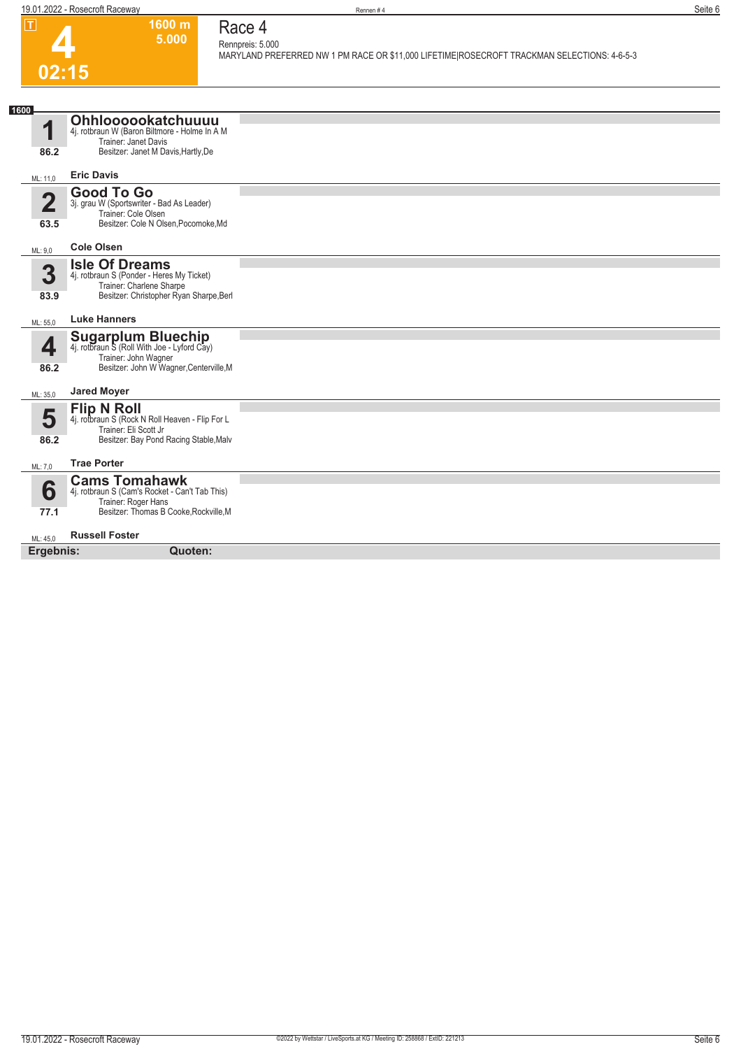# 4

**02:15**

**1600 m**
**5.000**

## Race 4

Rennpreis: 5.000

MARYLAND PREFERRED NW 1 PM RACE OR $11,000 LIFETIME|ROSECROFT TRACKMAN SELECTIONS: 4-6-5-3

**1600**

### 1 Ohhloooookatchuuuu
4j. rotbraun W (Baron Biltmore - Holme In A M
Trainer: Janet Davis
Besitzer: Janet M Davis,Hartly,De
86.2
ML: 11,0
**Eric Davis**

### 2 Good To Go
3j. grau W (Sportswriter - Bad As Leader)
Trainer: Cole Olsen
Besitzer: Cole N Olsen,Pocomoke,Md
63.5
ML: 9,0
**Cole Olsen**

### 3 Isle Of Dreams
4j. rotbraun S (Ponder - Heres My Ticket)
Trainer: Charlene Sharpe
Besitzer: Christopher Ryan Sharpe,Berl
83.9
ML: 55,0
**Luke Hanners**

### 4 Sugarplum Bluechip
4j. rotbraun S (Roll With Joe - Lyford Cay)
Trainer: John Wagner
Besitzer: John W Wagner,Centerville,M
86.2
ML: 35,0
**Jared Moyer**

### 5 Flip N Roll
4j. rotbraun S (Rock N Roll Heaven - Flip For L
Trainer: Eli Scott Jr
Besitzer: Bay Pond Racing Stable,Malv
86.2
ML: 7,0
**Trae Porter**

### 6 Cams Tomahawk
4j. rotbraun S (Cam's Rocket - Can't Tab This)
Trainer: Roger Hans
Besitzer: Thomas B Cooke,Rockville,M
77.1
ML: 45,0
**Russell Foster**

**Ergebnis:** **Quoten:**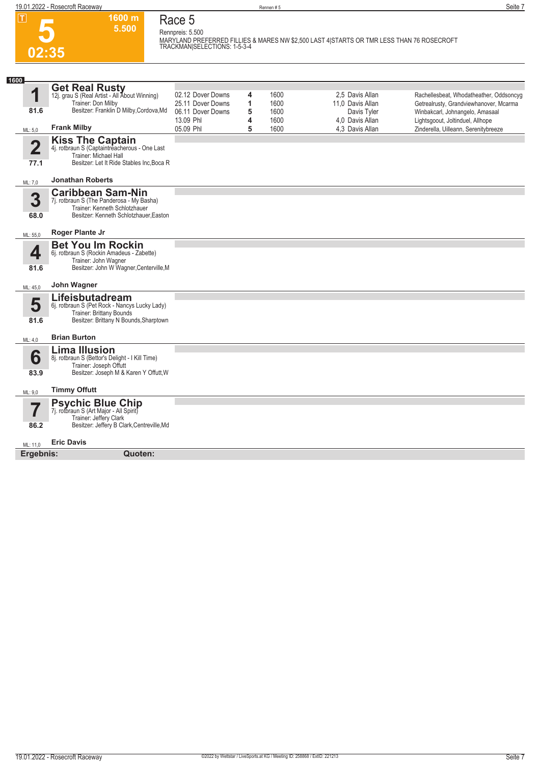**5**
**02:35**

**1600 m**
**5.500**

# Race 5

Rennpreis: 5.500

MARYLAND PREFERRED FILLIES & MARES NW $2,500 LAST 4|STARTS OR TMR LESS THAN 76 ROSECROFT TRACKMAN|SELECTIONS: 1-5-3-4

**1600**

## 1 Get Real Rusty

12j. grau S (Real Artist - All About Winning)
Trainer: Don Milby
Besitzer: Franklin D Milby,Cordova,Md
81.6
ML: 5,0
**Frank Milby**

| Datum | Bahn | Platz | Distanz | Quote / Fahrer | Einlauf |
|---|---|---|---|---|---|
| 02.12 | Dover Downs | 4 | 1600 | 2,5 Davis Allan | Rachellesbeat, Whodatheather, Oddsoncyg |
| 25.11 | Dover Downs | 1 | 1600 | 11,0 Davis Allan | Getrealrusty, Grandviewhanover, Mcarma |
| 06.11 | Dover Downs | 5 | 1600 | Davis Tyler | Winbakcarl, Johnangelo, Amasaal |
| 13.09 | Phl | 4 | 1600 | 4,0 Davis Allan | Lightsgoout, Joltinduel, Allhope |
| 05.09 | Phl | 5 | 1600 | 4,3 Davis Allan | Zinderella, Uilleann, Serenitybreeze |

## 2 Kiss The Captain

4j. rotbraun S (Captaintreacherous - One Last
Trainer: Michael Hall
Besitzer: Let It Ride Stables Inc,Boca R
77.1
ML: 7,0
**Jonathan Roberts**

## 3 Caribbean Sam-Nin

7j. rotbraun S (The Panderosa - My Basha)
Trainer: Kenneth Schlotzhauer
Besitzer: Kenneth Schlotzhauer,Easton
68.0
ML: 55,0
**Roger Plante Jr**

## 4 Bet You Im Rockin

6j. rotbraun S (Rockin Amadeus - Zabette)
Trainer: John Wagner
Besitzer: John W Wagner,Centerville,M
81.6
ML: 45,0
**John Wagner**

## 5 Lifeisbutadream

6j. rotbraun S (Pet Rock - Nancys Lucky Lady)
Trainer: Brittany Bounds
Besitzer: Brittany N Bounds,Sharptown
81.6
ML: 4,0
**Brian Burton**

## 6 Lima Illusion

8j. rotbraun S (Bettor's Delight - I Kill Time)
Trainer: Joseph Offutt
Besitzer: Joseph M & Karen Y Offutt,W
83.9
ML: 9,0
**Timmy Offutt**

## 7 Psychic Blue Chip

7j. rotbraun S (Art Major - All Spirit)
Trainer: Jeffery Clark
Besitzer: Jeffery B Clark,Centreville,Md
86.2
ML: 11,0
**Eric Davis**

**Ergebnis:** **Quoten:**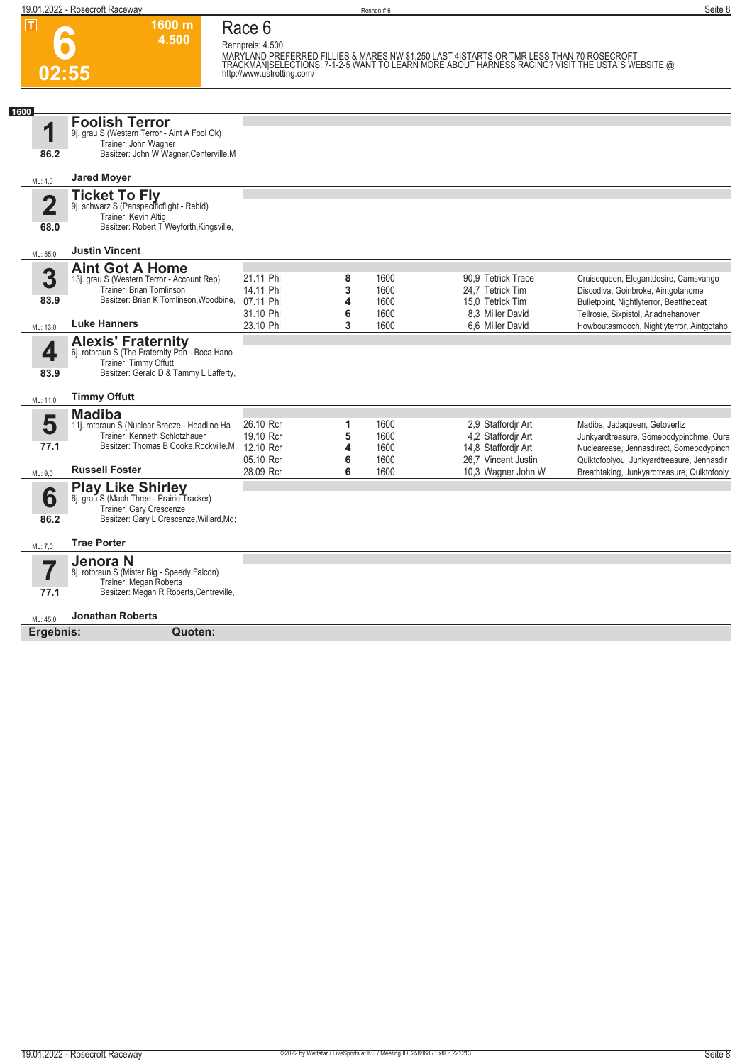# 6

**1600 m** 4.500

**02:55**

## Race 6

Rennpreis: 4.500

MARYLAND PREFERRED FILLIES & MARES NW $1,250 LAST 4|STARTS OR TMR LESS THAN 70 ROSECROFT TRACKMAN|SELECTIONS: 7-1-2-5 WANT TO LEARN MORE ABOUT HARNESS RACING? VISIT THE USTA`S WEBSITE @ http://www.ustrotting.com/

**1600**

### 1 Foolish Terror
9j. grau S (Western Terror - Aint A Fool Ok)
Trainer: John Wagner
Besitzer: John W Wagner,Centerville,M
86.2
ML: 4,0 — **Jared Moyer**

### 2 Ticket To Fly
9j. schwarz S (Panspacificflight - Rebid)
Trainer: Kevin Altig
Besitzer: Robert T Weyforth,Kingsville,
68.0
ML: 55,0 — **Justin Vincent**

### 3 Aint Got A Home
13j. grau S (Western Terror - Account Rep)
Trainer: Brian Tomlinson
Besitzer: Brian K Tomlinson,Woodbine,
83.9
ML: 13,0 — **Luke Hanners**

| Datum | Bahn | Platz | Distanz | Quote | Fahrer | Einlauf |
|---|---|---|---|---|---|---|
| 21.11 | Phl | 8 | 1600 | 90,9 | Tetrick Trace | Cruisequeen, Elegantdesire, Camsvango |
| 14.11 | Phl | 3 | 1600 | 24,7 | Tetrick Tim | Discodiva, Goinbroke, Aintgotahome |
| 07.11 | Phl | 4 | 1600 | 15,0 | Tetrick Tim | Bulletpoint, Nightlyterror, Beatthebeat |
| 31.10 | Phl | 6 | 1600 | 8,3 | Miller David | Tellrosie, Sixpistol, Ariadnehanover |
| 23.10 | Phl | 3 | 1600 | 6,6 | Miller David | Howboutasmooch, Nightlyterror, Aintgotaho |

### 4 Alexis' Fraternity
6j. rotbraun S (The Fraternity Pan - Boca Hano
Trainer: Timmy Offutt
Besitzer: Gerald D & Tammy L Lafferty,
83.9
ML: 11,0 — **Timmy Offutt**

### 5 Madiba
11j. rotbraun S (Nuclear Breeze - Headline Ha
Trainer: Kenneth Schlotzhauer
Besitzer: Thomas B Cooke,Rockville,M
77.1
ML: 9,0 — **Russell Foster**

| Datum | Bahn | Platz | Distanz | Quote | Fahrer | Einlauf |
|---|---|---|---|---|---|---|
| 26.10 | Rcr | 1 | 1600 | 2,9 | Stafford jr Art | Madiba, Jadaqueen, Getoverliz |
| 19.10 | Rcr | 5 | 1600 | 4,2 | Stafford jr Art | Junkyardtreasure, Somebodypinchme, Oura |
| 12.10 | Rcr | 4 | 1600 | 14,8 | Stafford jr Art | Nuclearease, Jennasdirect, Somebodypinch |
| 05.10 | Rcr | 6 | 1600 | 26,7 | Vincent Justin | Quiktofoolyou, Junkyardtreasure, Jennasdir |
| 28.09 | Rcr | 6 | 1600 | 10,3 | Wagner John W | Breathtaking, Junkyardtreasure, Quiktofooly |

### 6 Play Like Shirley
6j. grau S (Mach Three - Prairie Tracker)
Trainer: Gary Crescenze
Besitzer: Gary L Crescenze,Willard,Md;
86.2
ML: 7,0 — **Trae Porter**

### 7 Jenora N
8j. rotbraun S (Mister Big - Speedy Falcon)
Trainer: Megan Roberts
Besitzer: Megan R Roberts,Centreville,
77.1
ML: 45,0 — **Jonathan Roberts**

**Ergebnis:** **Quoten:**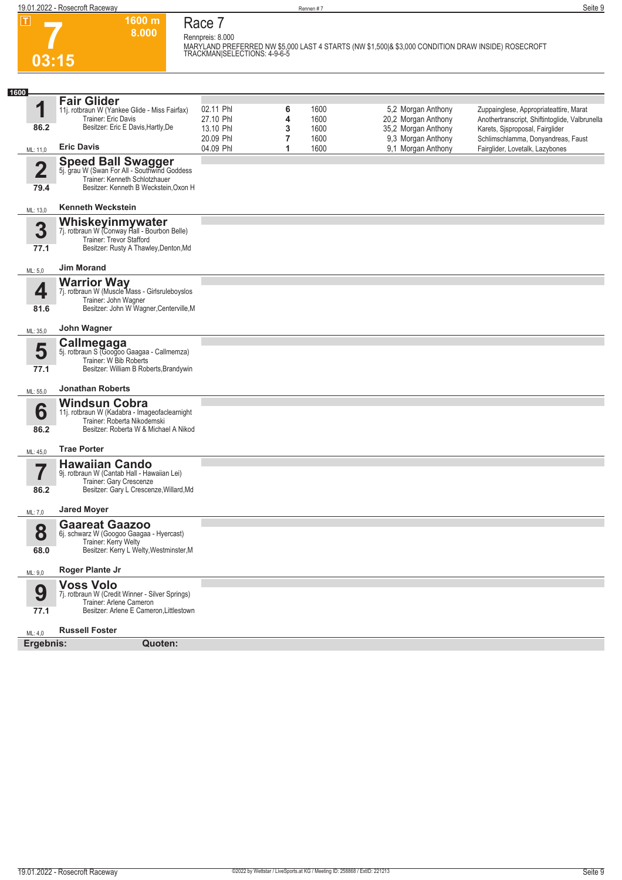# Race 7

**7** — 1600 m — 8.000 — 03:15

Rennpreis: 8.000

MARYLAND PREFERRED NW $5,000 LAST 4 STARTS (NW $1,500|& $3,000 CONDITION DRAW INSIDE) ROSECROFT TRACKMAN|SELECTIONS: 4-9-6-5

**1600**

## 1 Fair Glider

11j. rotbraun W (Yankee Glide - Miss Fairfax)
Trainer: Eric Davis
Besitzer: Eric E Davis,Hartly,De
86.2
ML: 11,0 — **Eric Davis**

| Datum | Bahn | Platz | Distanz | Quote | Fahrer | Einlauf |
|---|---|---|---|---|---|---|
| 02.11 | Phl | 6 | 1600 | 5,2 | Morgan Anthony | Zuppainglese, Appropriateattire, Marat |
| 27.10 | Phl | 4 | 1600 | 20,2 | Morgan Anthony | Anothertranscript, Shiftintoglide, Valbrunella |
| 13.10 | Phl | 3 | 1600 | 35,2 | Morgan Anthony | Karets, Sjsproposal, Fairglider |
| 20.09 | Phl | 7 | 1600 | 9,3 | Morgan Anthony | Schlimschlamma, Donyandreas, Faust |
| 04.09 | Phl | 1 | 1600 | 9,1 | Morgan Anthony | Fairglider, Lovetalk, Lazybones |

## 2 Speed Ball Swagger

5j. grau W (Swan For All - Southwind Goddess
Trainer: Kenneth Schlotzhauer
Besitzer: Kenneth B Weckstein,Oxon H
79.4
ML: 13,0 — **Kenneth Weckstein**

## 3 Whiskeyinmywater

7j. rotbraun W (Conway Hall - Bourbon Belle)
Trainer: Trevor Stafford
Besitzer: Rusty A Thawley,Denton,Md
77.1
ML: 5,0 — **Jim Morand**

## 4 Warrior Way

7j. rotbraun W (Muscle Mass - Girlsruleboyslos
Trainer: John Wagner
Besitzer: John W Wagner,Centerville,M
81.6
ML: 35,0 — **John Wagner**

## 5 Callmegaga

5j. rotbraun S (Googoo Gaagaa - Callmemza)
Trainer: W Bib Roberts
Besitzer: William B Roberts,Brandywin
77.1
ML: 55,0 — **Jonathan Roberts**

## 6 Windsun Cobra

11j. rotbraun W (Kadabra - Imageofaclearnight
Trainer: Roberta Nikodemski
Besitzer: Roberta W & Michael A Nikod
86.2
ML: 45,0 — **Trae Porter**

## 7 Hawaiian Cando

9j. rotbraun W (Cantab Hall - Hawaiian Lei)
Trainer: Gary Crescenze
Besitzer: Gary L Crescenze,Willard,Md
86.2
ML: 7,0 — **Jared Moyer**

## 8 Gaareat Gaazoo

6j. schwarz W (Googoo Gaagaa - Hyercast)
Trainer: Kerry Welty
Besitzer: Kerry L Welty,Westminster,M
68.0
ML: 9,0 — **Roger Plante Jr**

## 9 Voss Volo

7j. rotbraun W (Credit Winner - Silver Springs)
Trainer: Arlene Cameron
Besitzer: Arlene E Cameron,Littlestown
77.1
ML: 4,0 — **Russell Foster**

**Ergebnis:** **Quoten:**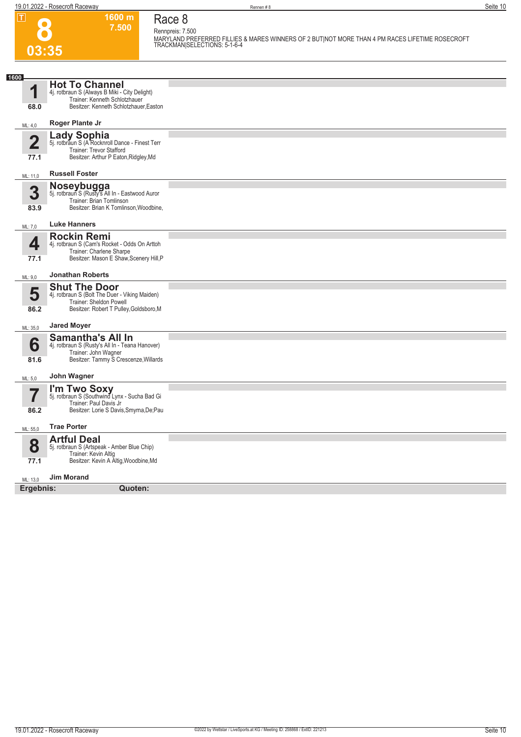# 8

**1600 m**
**7.500**

**03:35**

## Race 8

Rennpreis: 7.500

MARYLAND PREFERRED FILLIES & MARES WINNERS OF 2 BUT|NOT MORE THAN 4 PM RACES LIFETIME ROSECROFT TRACKMAN|SELECTIONS: 5-1-6-4

**1600**

### 1 Hot To Channel
4j. rotbraun S (Always B Miki - City Delight)
Trainer: Kenneth Schlotzhauer
Besitzer: Kenneth Schlotzhauer,Easton
68.0
ML: 4,0 — **Roger Plante Jr**

### 2 Lady Sophia
5j. rotbraun S (A Rocknroll Dance - Finest Terr
Trainer: Trevor Stafford
Besitzer: Arthur P Eaton,Ridgley,Md
77.1
ML: 11,0 — **Russell Foster**

### 3 Noseybugga
5j. rotbraun S (Rusty's All In - Eastwood Auror
Trainer: Brian Tomlinson
Besitzer: Brian K Tomlinson,Woodbine,
83.9
ML: 7,0 — **Luke Hanners**

### 4 Rockin Remi
4j. rotbraun S (Cam's Rocket - Odds On Arttoh
Trainer: Charlene Sharpe
Besitzer: Mason E Shaw,Scenery Hill,P
77.1
ML: 9,0 — **Jonathan Roberts**

### 5 Shut The Door
4j. rotbraun S (Bolt The Duer - Viking Maiden)
Trainer: Sheldon Powell
Besitzer: Robert T Pulley,Goldsboro,M
86.2
ML: 35,0 — **Jared Moyer**

### 6 Samantha's All In
4j. rotbraun S (Rusty's All In - Teana Hanover)
Trainer: John Wagner
Besitzer: Tammy S Crescenze,Willards
81.6
ML: 5,0 — **John Wagner**

### 7 I'm Two Soxy
5j. rotbraun S (Southwind Lynx - Sucha Bad Gi
Trainer: Paul Davis Jr
Besitzer: Lorie S Davis,Smyrna,De;Pau
86.2
ML: 55,0 — **Trae Porter**

### 8 Artful Deal
5j. rotbraun S (Artspeak - Amber Blue Chip)
Trainer: Kevin Altig
Besitzer: Kevin A Altig,Woodbine,Md
77.1
ML: 13,0 — **Jim Morand**

**Ergebnis:** **Quoten:**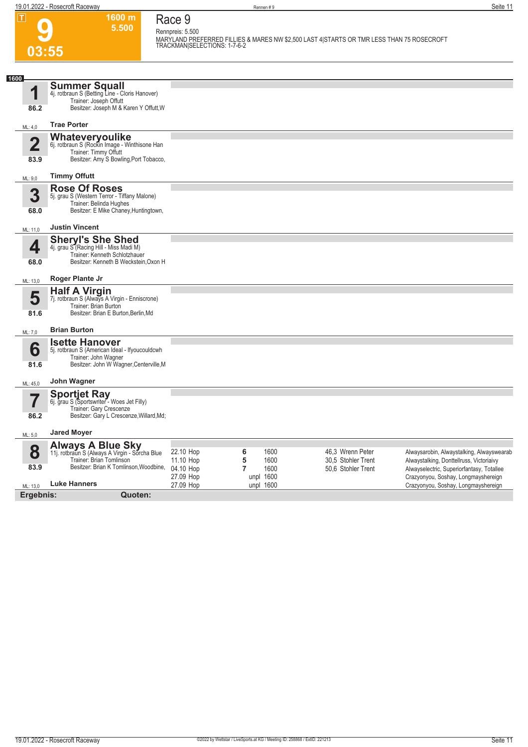# 9

**03:55**

**1600 m**
**5.500**

## Race 9

Rennpreis: 5.500

MARYLAND PREFERRED FILLIES & MARES NW $2,500 LAST 4|STARTS OR TMR LESS THAN 75 ROSECROFT TRACKMAN|SELECTIONS: 1-7-6-2

**1600**

### 1 Summer Squall
4j. rotbraun S (Betting Line - Cloris Hanover)
Trainer: Joseph Offutt
Besitzer: Joseph M & Karen Y Offutt,W
86.2
ML: 4,0
**Trae Porter**

### 2 Whateveryoulike
6j. rotbraun S (Rockin Image - Winthisone Han
Trainer: Timmy Offutt
Besitzer: Amy S Bowling,Port Tobacco,
83.9
ML: 9,0
**Timmy Offutt**

### 3 Rose Of Roses
5j. grau S (Western Terror - Tiffany Malone)
Trainer: Belinda Hughes
Besitzer: E Mike Chaney,Huntingtown,
68.0
ML: 11,0
**Justin Vincent**

### 4 Sheryl's She Shed
4j. grau S (Racing Hill - Miss Madi M)
Trainer: Kenneth Schlotzhauer
Besitzer: Kenneth B Weckstein,Oxon H
68.0
ML: 13,0
**Roger Plante Jr**

### 5 Half A Virgin
7j. rotbraun S (Always A Virgin - Enniscrone)
Trainer: Brian Burton
Besitzer: Brian E Burton,Berlin,Md
81.6
ML: 7,0
**Brian Burton**

### 6 Isette Hanover
5j. rotbraun S (American Ideal - Ifyoucouldcwh
Trainer: John Wagner
Besitzer: John W Wagner,Centerville,M
81.6
ML: 45,0
**John Wagner**

### 7 Sportjet Ray
6j. grau S (Sportswriter - Woes Jet Filly)
Trainer: Gary Crescenze
Besitzer: Gary L Crescenze,Willard,Md;
86.2
ML: 5,0
**Jared Moyer**

### 8 Always A Blue Sky
11j. rotbraun S (Always A Virgin - Sorcha Blue
Trainer: Brian Tomlinson
Besitzer: Brian K Tomlinson,Woodbine,
83.9
ML: 13,0
**Luke Hanners**

| Datum | Platz | Distanz | Zeit / Fahrer | Einlauf |
|---|---|---|---|---|
| 22.10 Hop | 6 | 1600 | 46,3 Wrenn Peter | Alwaysarobin, Alwaystalking, Alwayswearab |
| 11.10 Hop | 5 | 1600 | 30,5 Stohler Trent | Alwaystalking, Donttellruss, Victoriaivy |
| 04.10 Hop | 7 | 1600 | 50,6 Stohler Trent | Alwayselectric, Superiorfantasy, Totallee |
| 27.09 Hop | unpl | 1600 | | Crazyonyou, Soshay, Longmayshereign |
| 27.09 Hop | unpl | 1600 | | Crazyonyou, Soshay, Longmayshereign |

**Ergebnis:** **Quoten:**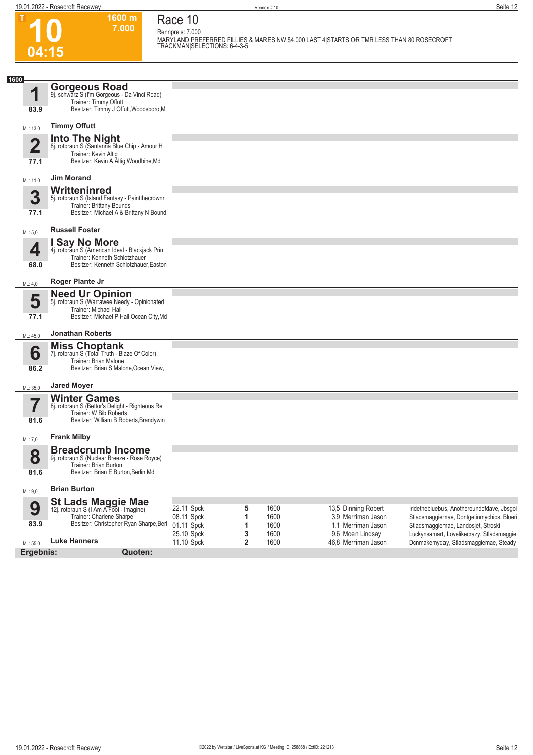# Race 10

**10** | 1600 m | 7.000 | 04:15

Rennpreis: 7.000

MARYLAND PREFERRED FILLIES & MARES NW $4,000 LAST 4|STARTS OR TMR LESS THAN 80 ROSECROFT TRACKMAN|SELECTIONS: 6-4-3-5

**1600**

**1 Gorgeous Road**
9j. schwarz S (I'm Gorgeous - Da Vinci Road)
Trainer: Timmy Offutt
Besitzer: Timmy J Offutt,Woodsboro,M
83.9
ML: 13,0 — **Timmy Offutt**

**2 Into The Night**
8j. rotbraun S (Santanna Blue Chip - Amour H
Trainer: Kevin Altig
Besitzer: Kevin A Altig,Woodbine,Md
77.1
ML: 11,0 — **Jim Morand**

**3 Writteninred**
5j. rotbraun S (Island Fantasy - Paintthecrownr
Trainer: Brittany Bounds
Besitzer: Michael A & Brittany N Bound
77.1
ML: 5,0 — **Russell Foster**

**4 I Say No More**
4j. rotbraun S (American Ideal - Blackjack Prin
Trainer: Kenneth Schlotzhauer
Besitzer: Kenneth Schlotzhauer,Easton
68.0
ML: 4,0 — **Roger Plante Jr**

**5 Need Ur Opinion**
5j. rotbraun S (Warrawee Needy - Opinionated
Trainer: Michael Hall
Besitzer: Michael P Hall,Ocean City,Md
77.1
ML: 45,0 — **Jonathan Roberts**

**6 Miss Choptank**
7j. rotbraun S (Total Truth - Blaze Of Color)
Trainer: Brian Malone
Besitzer: Brian S Malone,Ocean View,
86.2
ML: 35,0 — **Jared Moyer**

**7 Winter Games**
8j. rotbraun S (Bettor's Delight - Righteous Re
Trainer: W Bib Roberts
Besitzer: William B Roberts,Brandywin
81.6
ML: 7,0 — **Frank Milby**

**8 Breadcrumb Income**
9j. rotbraun S (Nuclear Breeze - Rose Royce)
Trainer: Brian Burton
Besitzer: Brian E Burton,Berlin,Md
81.6
ML: 9,0 — **Brian Burton**

**9 St Lads Maggie Mae**
12j. rotbraun S (I Am A Fool - Imagine)
Trainer: Charlene Sharpe
Besitzer: Christopher Ryan Sharpe,Berl
83.9
ML: 55,0 — **Luke Hanners**

| | | | | | |
|---|---|---|---|---|---|
| 22.11 Spck | 5 | 1600 | 13,5 | Dinning Robert | Iridethebluebus, Anotheroundofdave, Jbsgol |
| 08.11 Spck | 1 | 1600 | 3,9 | Merriman Jason | Stladsmaggiemae, Dontgetinmychips, Blueri |
| 01.11 Spck | 1 | 1600 | 1,1 | Merriman Jason | Stladsmaggiemae, Landosjet, Stroski |
| 25.10 Spck | 3 | 1600 | 9,6 | Moen Lindsay | Luckynsamart, Lovelikecrazy, Stladsmaggie |
| 11.10 Spck | 2 | 1600 | 46,8 | Merriman Jason | Dcnmakemyday, Stladsmaggiemae, Steady |

**Ergebnis:** **Quoten:**